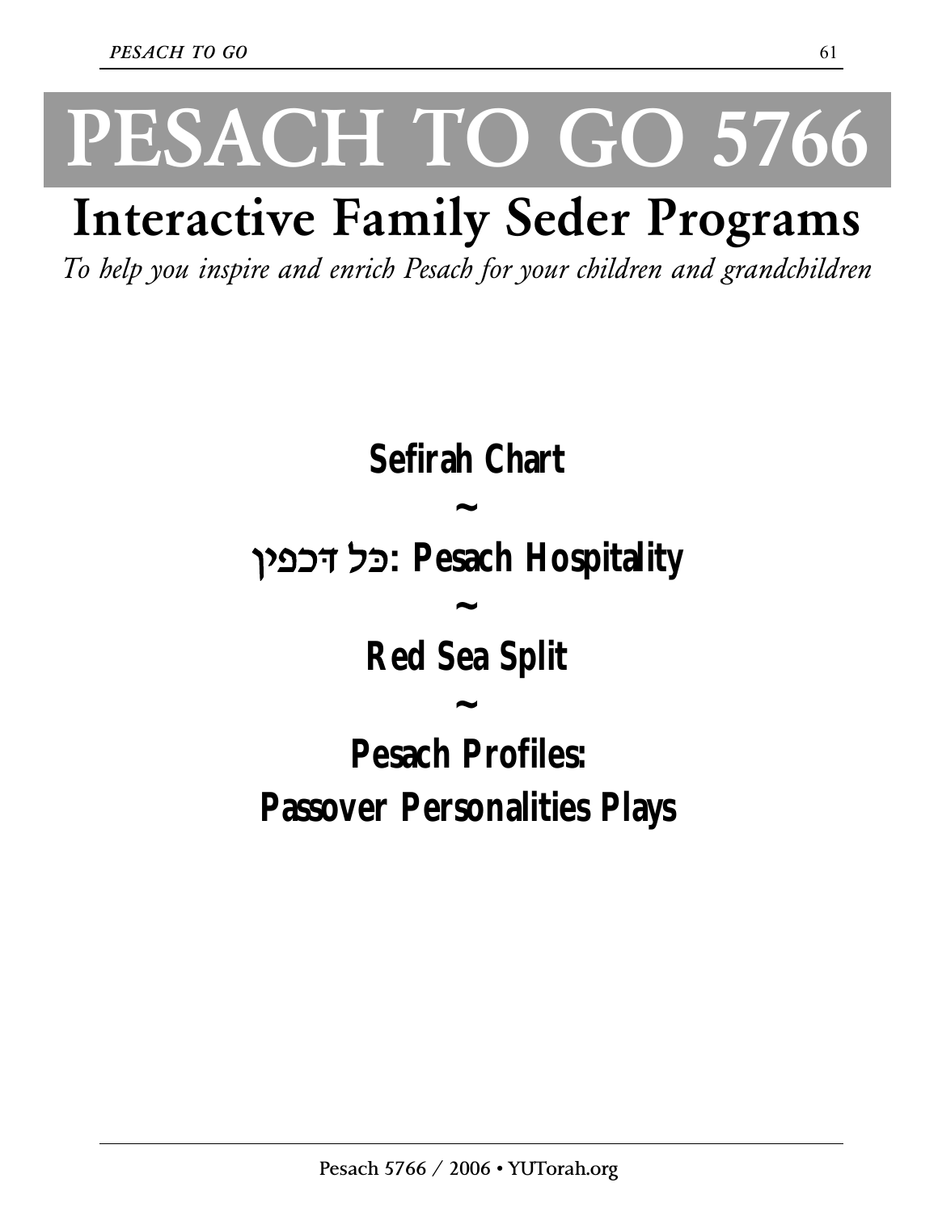# PESACH TO GO 5766

## Interactive Family Seder Programs

*To help you inspire and enrich Pesach for your children and grandchildren*

**Sefirah Chart**

**~**

**כל דכפין: Pesach Hospitality**

**~**

**Red Sea Split**

**~**

**Pesach Profiles:**

**Passover Personalities Plays**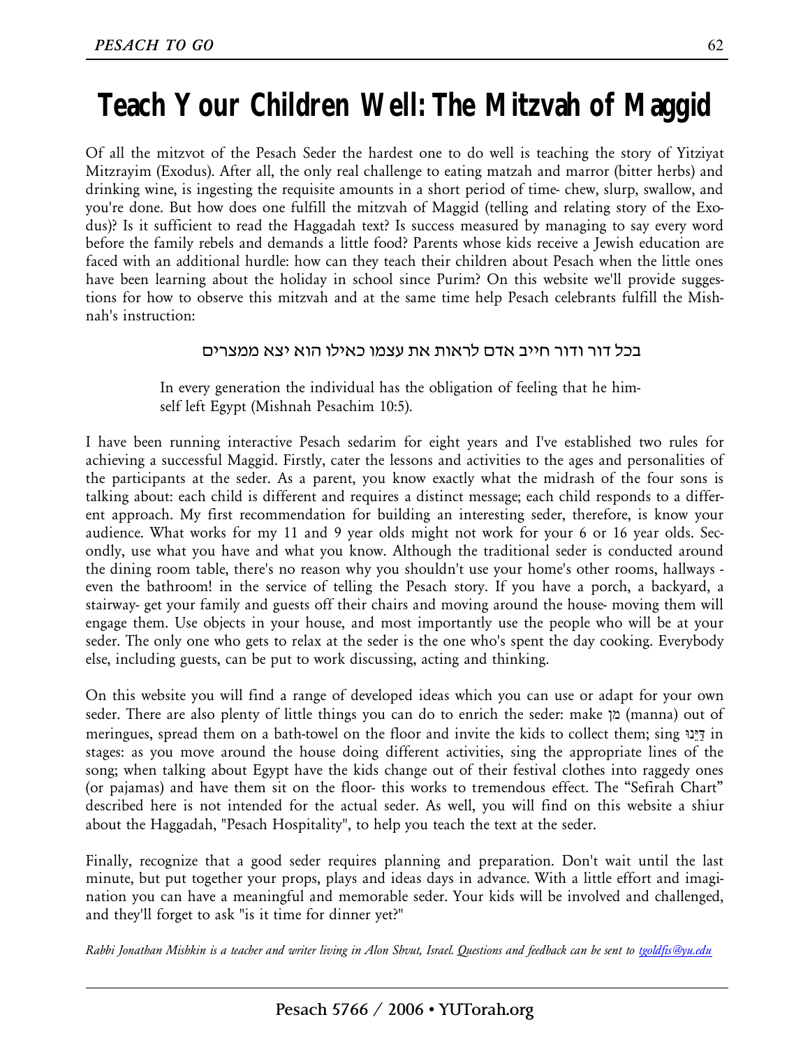# Teach Your Children Well: The Mitzvah of Maggid

Of all the mitzvot of the Pesach Seder the hardest one to do well is teaching the story of Yitziyat Mitzrayim (Exodus). After all, the only real challenge to eating matzah and marror (bitter herbs) and drinking wine, is ingesting the requisite amounts in a short period of time- chew, slurp, swallow, and you're done. But how does one fulfill the mitzvah of Maggid (telling and relating story of the Exodus)? Is it sufficient to read the Haggadah text? Is success measured by managing to say every word before the family rebels and demands a little food? Parents whose kids receive a Jewish education are faced with an additional hurdle: how can they teach their children about Pesach when the little ones have been learning about the holiday in school since Purim? On this website we'll provide suggestions for how to observe this mitzvah and at the same time help Pesach celebrants fulfill the Mishnah's instruction:

בכל דור ודור חייב אדם לראות את עצמו כאילו הוא יצא ממצרים

> In every generation the individual has the obligation of feeling that he himself left Egypt (Mishnah Pesachim 10:5).

I have been running interactive Pesach sedarim for eight years and I've established two rules for achieving a successful Maggid. Firstly, cater the lessons and activities to the ages and personalities of the participants at the seder. As a parent, you know exactly what the midrash of the four sons is talking about: each child is different and requires a distinct message; each child responds to a different approach. My first recommendation for building an interesting seder, therefore, is know your audience. What works for my 11 and 9 year olds might not work for your 6 or 16 year olds. Secondly, use what you have and what you know. Although the traditional seder is conducted around the dining room table, there's no reason why you shouldn't use your home's other rooms, hallways - even the bathroom! in the service of telling the Pesach story. If you have a porch, a backyard, a stairway- get your family and guests off their chairs and moving around the house- moving them will engage them. Use objects in your house, and most importantly use the people who will be at your seder. The only one who gets to relax at the seder is the one who's spent the day cooking. Everybody else, including guests, can be put to work discussing, acting and thinking.

On this website you will find a range of developed ideas which you can use or adapt for your own seder. There are also plenty of little things you can do to enrich the seder: make מן (manna) out of meringues, spread them on a bath-towel on the floor and invite the kids to collect them; sing דַּיֵּנוּ in stages: as you move around the house doing different activities, sing the appropriate lines of the song; when talking about Egypt have the kids change out of their festival clothes into raggedy ones (or pajamas) and have them sit on the floor- this works to tremendous effect. The "Sefirah Chart" described here is not intended for the actual seder. As well, you will find on this website a shiur about the Haggadah, "Pesach Hospitality", to help you teach the text at the seder.

Finally, recognize that a good seder requires planning and preparation. Don't wait until the last minute, but put together your props, plays and ideas days in advance. With a little effort and imagination you can have a meaningful and memorable seder. Your kids will be involved and challenged, and they'll forget to ask "is it time for dinner yet?"

*Rabbi Jonathan Mishkin is a teacher and writer living in Alon Shvut, Israel. Questions and feedback can be sent to [tgoldfis@yu.edu](mailto:tgoldfis@yu.edu)*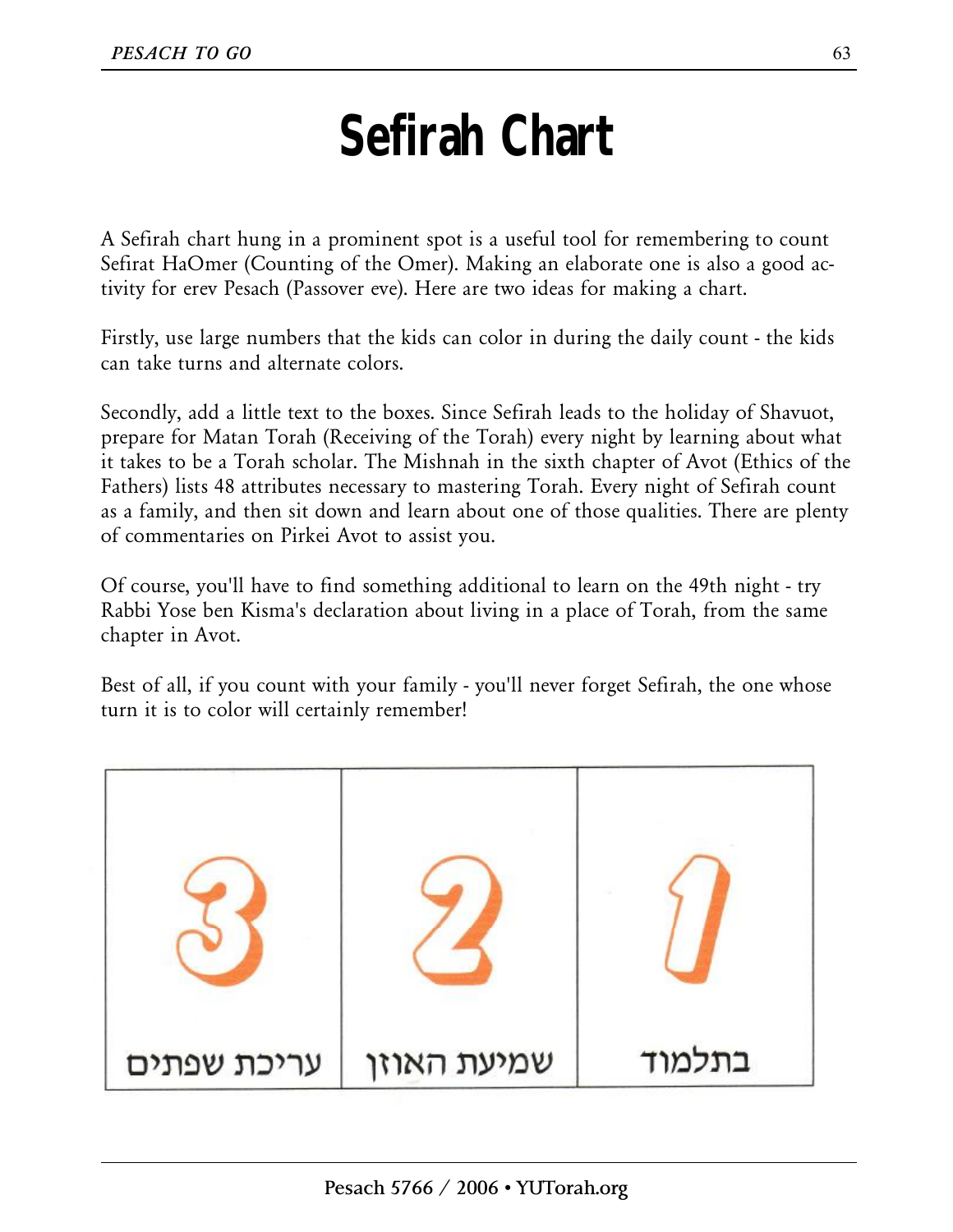# Sefirah Chart

A Sefirah chart hung in a prominent spot is a useful tool for remembering to count Sefirat HaOmer (Counting of the Omer). Making an elaborate one is also a good activity for erev Pesach (Passover eve). Here are two ideas for making a chart.

Firstly, use large numbers that the kids can color in during the daily count - the kids can take turns and alternate colors.

Secondly, add a little text to the boxes. Since Sefirah leads to the holiday of Shavuot, prepare for Matan Torah (Receiving of the Torah) every night by learning about what it takes to be a Torah scholar. The Mishnah in the sixth chapter of Avot (Ethics of the Fathers) lists 48 attributes necessary to mastering Torah. Every night of Sefirah count as a family, and then sit down and learn about one of those qualities. There are plenty of commentaries on Pirkei Avot to assist you.

Of course, you'll have to find something additional to learn on the 49th night - try Rabbi Yose ben Kisma's declaration about living in a place of Torah, from the same chapter in Avot.

Best of all, if you count with your family - you'll never forget Sefirah, the one whose turn it is to color will certainly remember!

| 3 | 2 | 1 |
|---|---|---|
| עריכת שפתים | שמיעת האוזן | בתלמוד |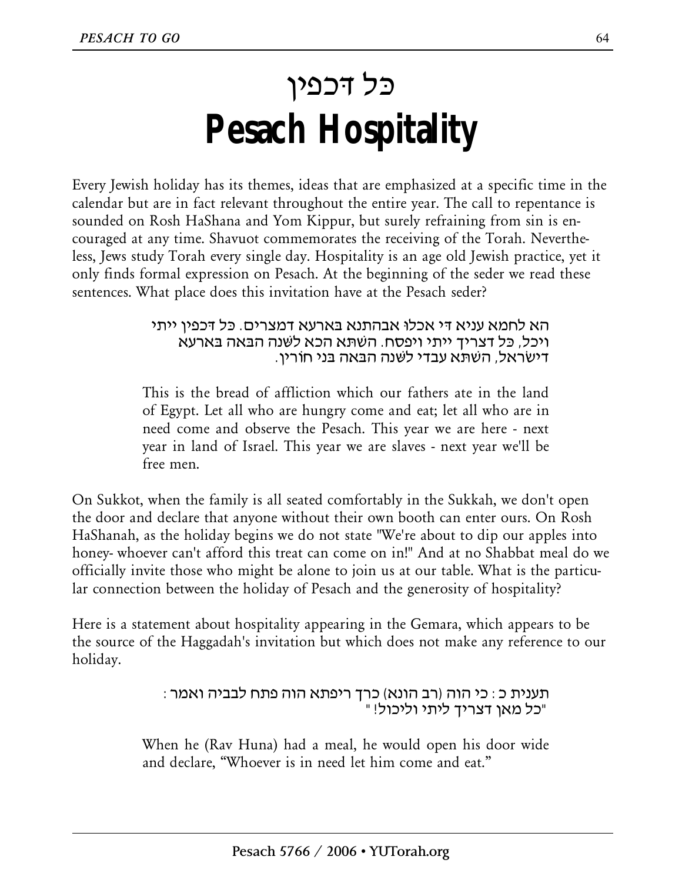# כל דכפין
# Pesach Hospitality

Every Jewish holiday has its themes, ideas that are emphasized at a specific time in the calendar but are in fact relevant throughout the entire year. The call to repentance is sounded on Rosh HaShana and Yom Kippur, but surely refraining from sin is encouraged at any time. Shavuot commemorates the receiving of the Torah. Nevertheless, Jews study Torah every single day. Hospitality is an age old Jewish practice, yet it only finds formal expression on Pesach. At the beginning of the seder we read these sentences. What place does this invitation have at the Pesach seder?

> הא לחמא עניא די אכלו אבהתנא בארעא דמצרים. כל דכפין ייתי ויכל, כל דצריך ייתי ויפסח. השתא הכא לשנה הבאה בארעא דישראל, השתא עבדי לשנה הבאה בני חורין.
>
> This is the bread of affliction which our fathers ate in the land of Egypt. Let all who are hungry come and eat; let all who are in need come and observe the Pesach. This year we are here - next year in land of Israel. This year we are slaves - next year we'll be free men.

On Sukkot, when the family is all seated comfortably in the Sukkah, we don't open the door and declare that anyone without their own booth can enter ours. On Rosh HaShanah, as the holiday begins we do not state "We're about to dip our apples into honey- whoever can't afford this treat can come on in!" And at no Shabbat meal do we officially invite those who might be alone to join us at our table. What is the particular connection between the holiday of Pesach and the generosity of hospitality?

Here is a statement about hospitality appearing in the Gemara, which appears to be the source of the Haggadah's invitation but which does not make any reference to our holiday.

> תענית כ: כי הוה (רב הונא) כרך ריפתא הוה פתח לבביה ואמר: "כל מאן דצריך ליתי וליכול!"
>
> When he (Rav Huna) had a meal, he would open his door wide and declare, "Whoever is in need let him come and eat."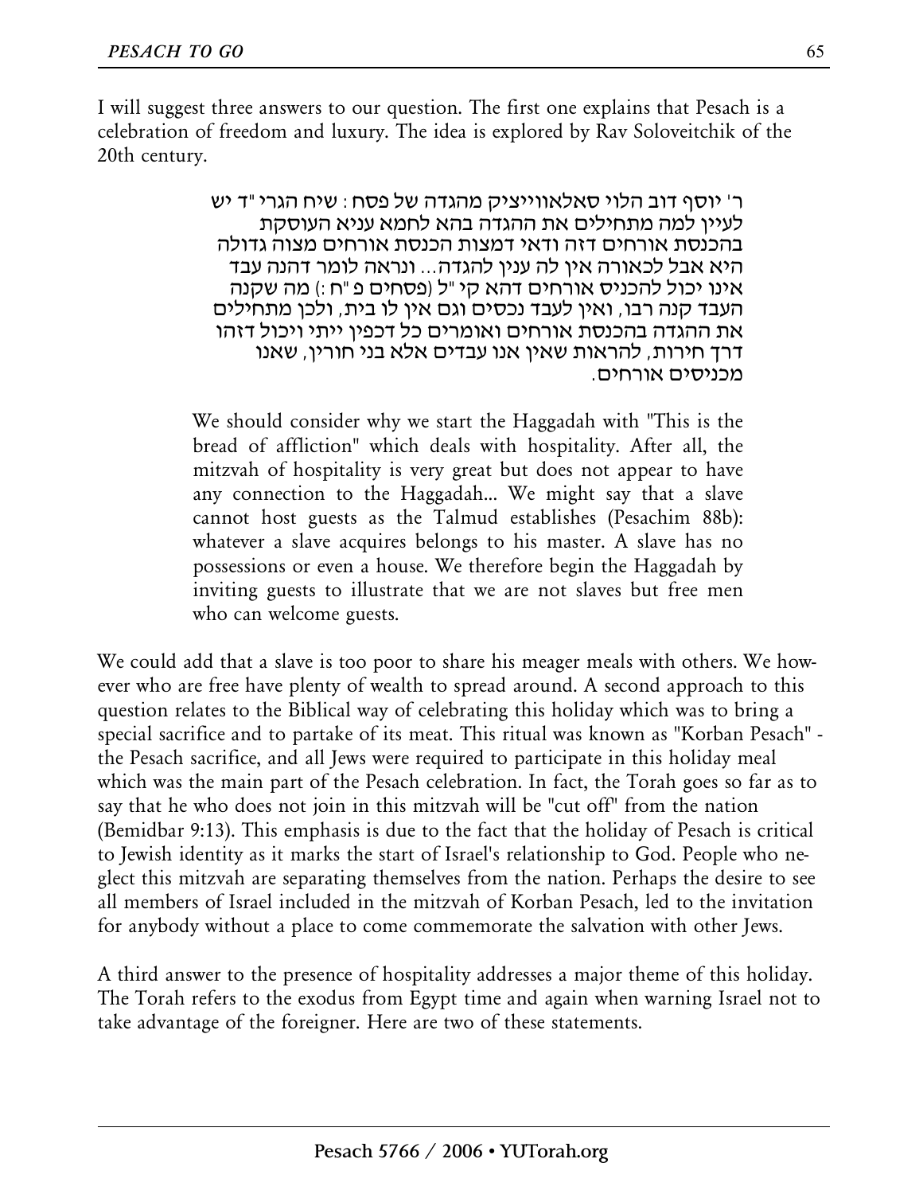I will suggest three answers to our question. The first one explains that Pesach is a celebration of freedom and luxury. The idea is explored by Rav Soloveitchik of the 20th century.

> ר' יוסף דוב הלוי סאלאווייציק מהגדה של פסח: שיח הגרי"ד יש לעיין למה מתחילים את ההגדה בהא לחמא עניא העוסקת בהכנסת אורחים דזה ודאי דמצות הכנסת אורחים מצוה גדולה היא אבל לכאורה אין לה ענין להגדה... ונראה לומר דהנה עבד אינו יכול להכניס אורחים דהא קי"ל (פסחים פ"ח:) מה שקנה העבד קנה רבו, ואין לעבד נכסים וגם אין לו בית, ולכן מתחילים את ההגדה בהכנסת אורחים ואומרים כל דכפין ייתי ויכול דזהו דרך חירות, להראות שאין אנו עבדים אלא בני חורין, שאנו מכניסים אורחים.

> We should consider why we start the Haggadah with "This is the bread of affliction" which deals with hospitality. After all, the mitzvah of hospitality is very great but does not appear to have any connection to the Haggadah... We might say that a slave cannot host guests as the Talmud establishes (Pesachim 88b): whatever a slave acquires belongs to his master. A slave has no possessions or even a house. We therefore begin the Haggadah by inviting guests to illustrate that we are not slaves but free men who can welcome guests.

We could add that a slave is too poor to share his meager meals with others. We however who are free have plenty of wealth to spread around. A second approach to this question relates to the Biblical way of celebrating this holiday which was to bring a special sacrifice and to partake of its meat. This ritual was known as "Korban Pesach" - the Pesach sacrifice, and all Jews were required to participate in this holiday meal which was the main part of the Pesach celebration. In fact, the Torah goes so far as to say that he who does not join in this mitzvah will be "cut off" from the nation (Bemidbar 9:13). This emphasis is due to the fact that the holiday of Pesach is critical to Jewish identity as it marks the start of Israel's relationship to God. People who neglect this mitzvah are separating themselves from the nation. Perhaps the desire to see all members of Israel included in the mitzvah of Korban Pesach, led to the invitation for anybody without a place to come commemorate the salvation with other Jews.

A third answer to the presence of hospitality addresses a major theme of this holiday. The Torah refers to the exodus from Egypt time and again when warning Israel not to take advantage of the foreigner. Here are two of these statements.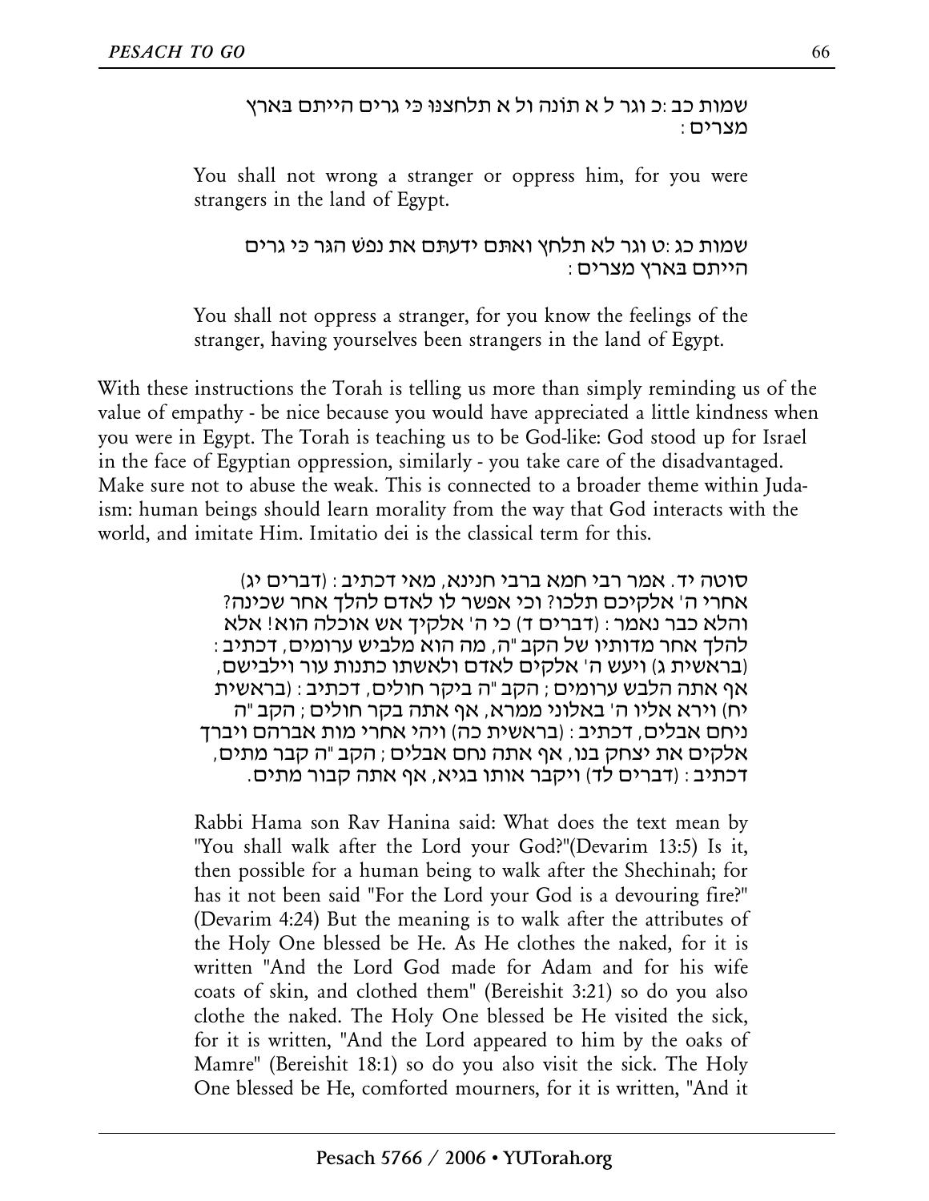שמות כב :כ וגר ל א תונה ול א תלחצנו כי גרים הייתם בארץ מצרים :

You shall not wrong a stranger or oppress him, for you were strangers in the land of Egypt.

שמות כג :ט וגר לא תלחץ ואתם ידעתם את נפש הגר כי גרים הייתם בארץ מצרים :

You shall not oppress a stranger, for you know the feelings of the stranger, having yourselves been strangers in the land of Egypt.

With these instructions the Torah is telling us more than simply reminding us of the value of empathy - be nice because you would have appreciated a little kindness when you were in Egypt. The Torah is teaching us to be God-like: God stood up for Israel in the face of Egyptian oppression, similarly - you take care of the disadvantaged. Make sure not to abuse the weak. This is connected to a broader theme within Judaism: human beings should learn morality from the way that God interacts with the world, and imitate Him. Imitatio dei is the classical term for this.

סוטה יד. אמר רבי חמא ברבי חנינא, מאי דכתיב : (דברים יג) אחרי ה' אלקיכם תלכו? וכי אפשר לו לאדם להלך אחר שכינה? והלא כבר נאמר : (דברים ד) כי ה' אלקיך אש אוכלה הוא! אלא להלך אחר מדותיו של הקב"ה, מה הוא מלביש ערומים, דכתיב : (בראשית ג) ויעש ה' אלקים לאדם ולאשתו כתנות עור וילבישם, אף אתה הלבש ערומים ; הקב"ה ביקר חולים, דכתיב : (בראשית יח) וירא אליו ה' באלוני ממרא, אף אתה בקר חולים ; הקב"ה ניחם אבלים, דכתיב : (בראשית כה) ויהי אחרי מות אברהם ויברך אלקים את יצחק בנו, אף אתה נחם אבלים ; הקב"ה קבר מתים, דכתיב : (דברים לד) ויקבר אותו בגיא, אף אתה קבור מתים.

Rabbi Hama son Rav Hanina said: What does the text mean by "You shall walk after the Lord your God?"(Devarim 13:5) Is it, then possible for a human being to walk after the Shechinah; for has it not been said "For the Lord your God is a devouring fire?" (Devarim 4:24) But the meaning is to walk after the attributes of the Holy One blessed be He. As He clothes the naked, for it is written "And the Lord God made for Adam and for his wife coats of skin, and clothed them" (Bereishit 3:21) so do you also clothe the naked. The Holy One blessed be He visited the sick, for it is written, "And the Lord appeared to him by the oaks of Mamre" (Bereishit 18:1) so do you also visit the sick. The Holy One blessed be He, comforted mourners, for it is written, "And it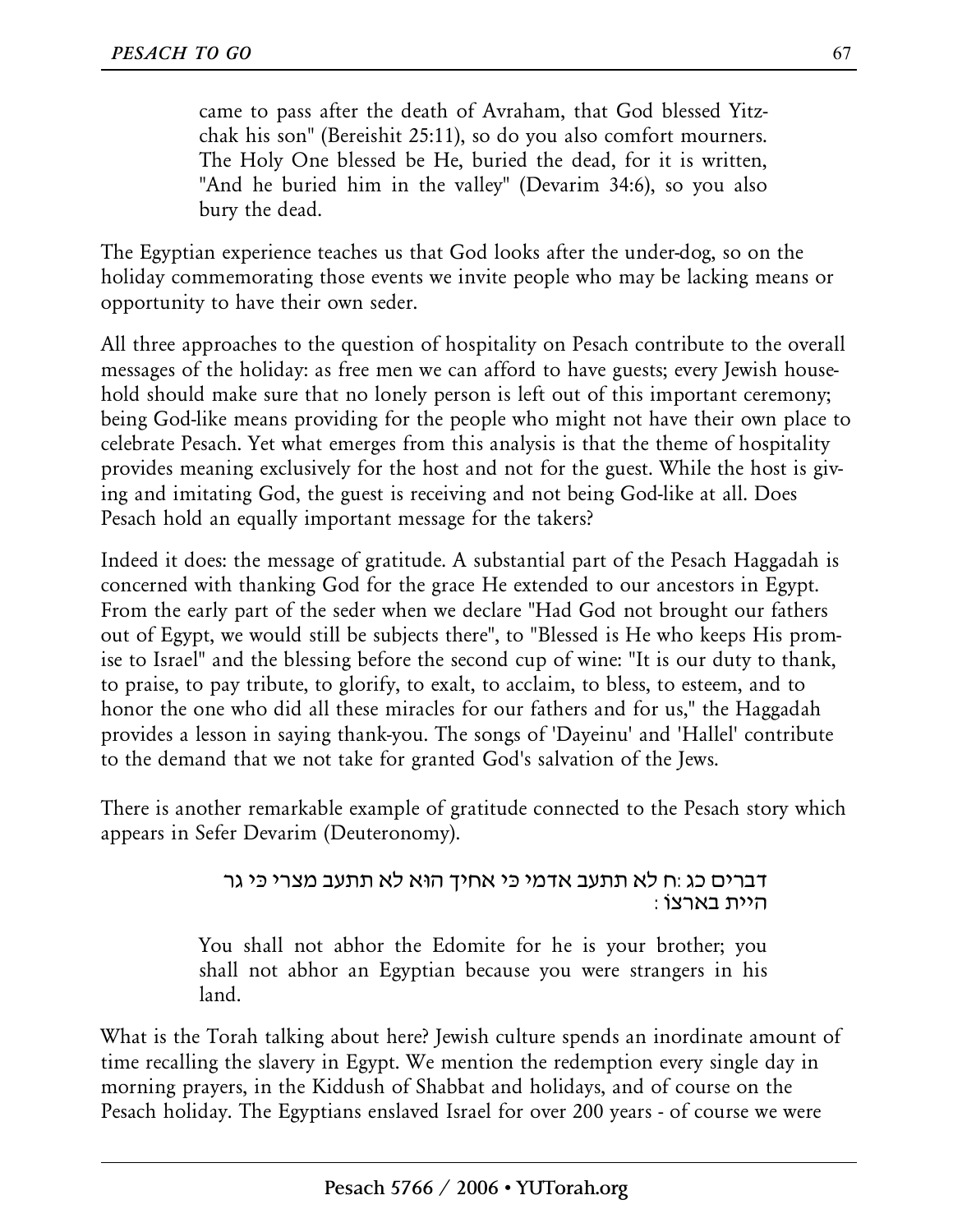came to pass after the death of Avraham, that God blessed Yitzchak his son" (Bereishit 25:11), so do you also comfort mourners. The Holy One blessed be He, buried the dead, for it is written, "And he buried him in the valley" (Devarim 34:6), so you also bury the dead.

The Egyptian experience teaches us that God looks after the under-dog, so on the holiday commemorating those events we invite people who may be lacking means or opportunity to have their own seder.

All three approaches to the question of hospitality on Pesach contribute to the overall messages of the holiday: as free men we can afford to have guests; every Jewish household should make sure that no lonely person is left out of this important ceremony; being God-like means providing for the people who might not have their own place to celebrate Pesach. Yet what emerges from this analysis is that the theme of hospitality provides meaning exclusively for the host and not for the guest. While the host is giving and imitating God, the guest is receiving and not being God-like at all. Does Pesach hold an equally important message for the takers?

Indeed it does: the message of gratitude. A substantial part of the Pesach Haggadah is concerned with thanking God for the grace He extended to our ancestors in Egypt. From the early part of the seder when we declare "Had God not brought our fathers out of Egypt, we would still be subjects there", to "Blessed is He who keeps His promise to Israel" and the blessing before the second cup of wine: "It is our duty to thank, to praise, to pay tribute, to glorify, to exalt, to acclaim, to bless, to esteem, and to honor the one who did all these miracles for our fathers and for us," the Haggadah provides a lesson in saying thank-you. The songs of 'Dayeinu' and 'Hallel' contribute to the demand that we not take for granted God's salvation of the Jews.

There is another remarkable example of gratitude connected to the Pesach story which appears in Sefer Devarim (Deuteronomy).

> דברים כג :ח לא תתעב אדמי כי אחיך הוא לא תתעב מצרי כי גר היית בארצו :
>
> You shall not abhor the Edomite for he is your brother; you shall not abhor an Egyptian because you were strangers in his land.

What is the Torah talking about here? Jewish culture spends an inordinate amount of time recalling the slavery in Egypt. We mention the redemption every single day in morning prayers, in the Kiddush of Shabbat and holidays, and of course on the Pesach holiday. The Egyptians enslaved Israel for over 200 years - of course we were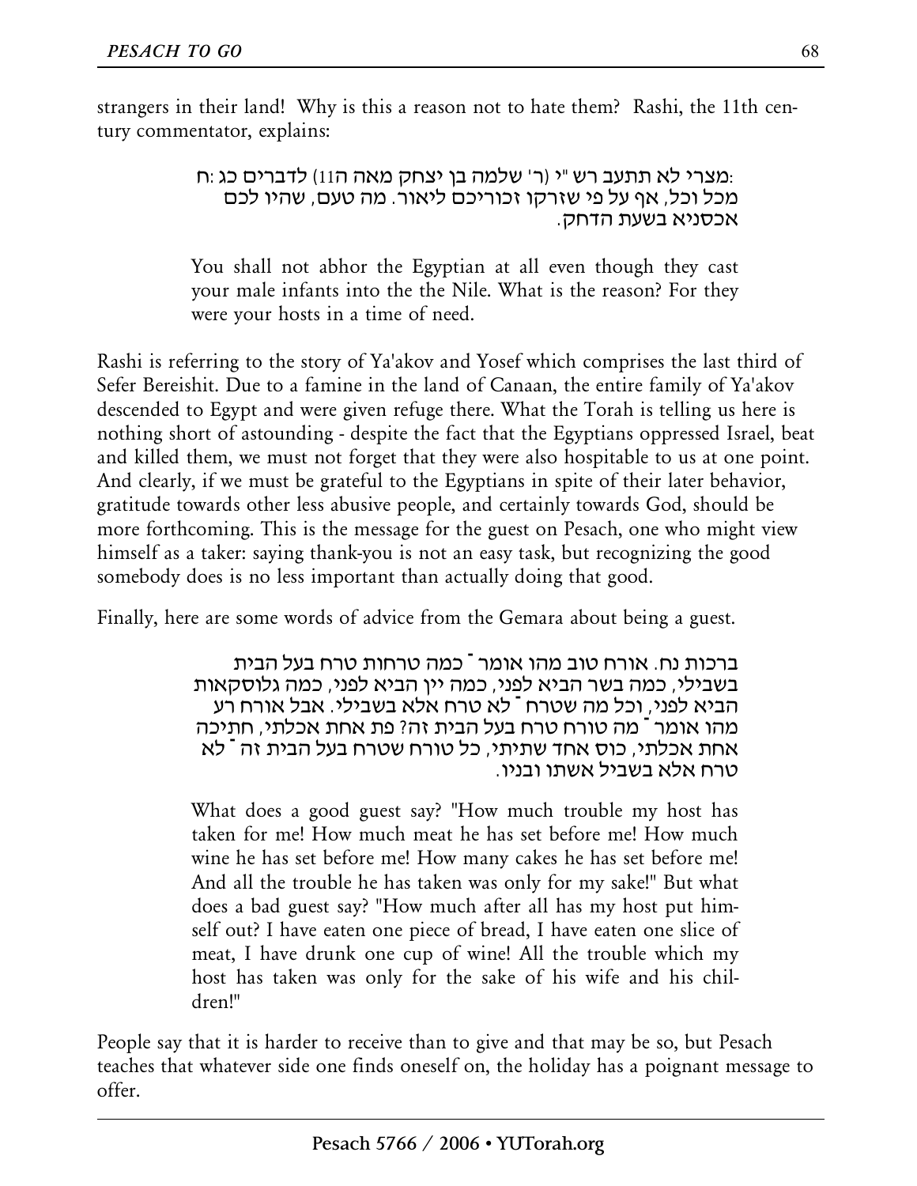strangers in their land! Why is this a reason not to hate them? Rashi, the 11th century commentator, explains:

> מצרי לא תתעב רש"י (ר' שלמה בן יצחק מאה ה11) לדברים כג :ח:
> מכל וכל, אף על פי שזרקו זכוריכם ליאור. מה טעם, שהיו לכם אכסניא בשעת הדחק.
>
> You shall not abhor the Egyptian at all even though they cast your male infants into the the Nile. What is the reason? For they were your hosts in a time of need.

Rashi is referring to the story of Ya'akov and Yosef which comprises the last third of Sefer Bereishit. Due to a famine in the land of Canaan, the entire family of Ya'akov descended to Egypt and were given refuge there. What the Torah is telling us here is nothing short of astounding - despite the fact that the Egyptians oppressed Israel, beat and killed them, we must not forget that they were also hospitable to us at one point. And clearly, if we must be grateful to the Egyptians in spite of their later behavior, gratitude towards other less abusive people, and certainly towards God, should be more forthcoming. This is the message for the guest on Pesach, one who might view himself as a taker: saying thank-you is not an easy task, but recognizing the good somebody does is no less important than actually doing that good.

Finally, here are some words of advice from the Gemara about being a guest.

> ברכות נח. אורח טוב מהו אומר ־ כמה טרחות טרח בעל הבית בשבילי, כמה בשר הביא לפני, כמה יין הביא לפני, כמה גלוסקאות הביא לפני, וכל מה שטרח ־ לא טרח אלא בשבילי. אבל אורח רע מהו אומר ־ מה טורח טרח בעל הבית זה? פת אחת אכלתי, חתיכה אחת אכלתי, כוס אחד שתיתי, כל טורח שטרח בעל הבית זה ־ לא טרח אלא בשביל אשתו ובניו.
>
> What does a good guest say? "How much trouble my host has taken for me! How much meat he has set before me! How much wine he has set before me! How many cakes he has set before me! And all the trouble he has taken was only for my sake!" But what does a bad guest say? "How much after all has my host put himself out? I have eaten one piece of bread, I have eaten one slice of meat, I have drunk one cup of wine! All the trouble which my host has taken was only for the sake of his wife and his children!"

People say that it is harder to receive than to give and that may be so, but Pesach teaches that whatever side one finds oneself on, the holiday has a poignant message to offer.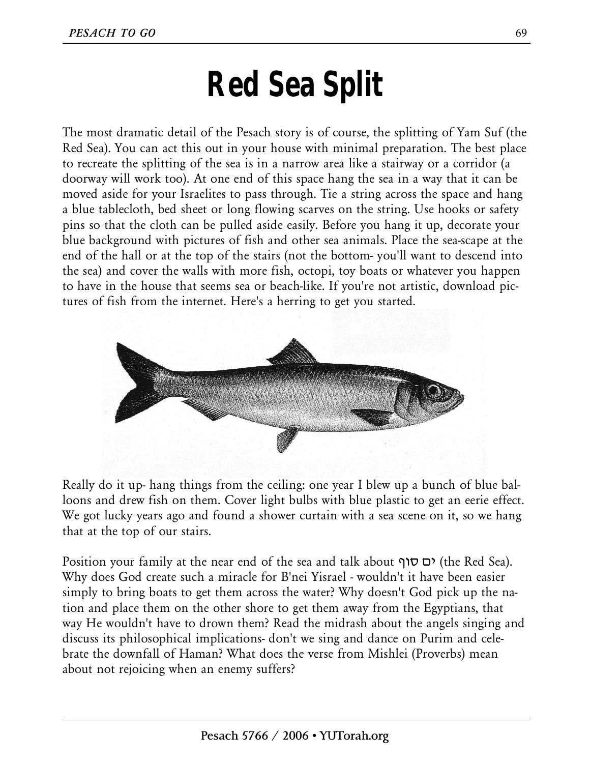# Red Sea Split

The most dramatic detail of the Pesach story is of course, the splitting of Yam Suf (the Red Sea). You can act this out in your house with minimal preparation. The best place to recreate the splitting of the sea is in a narrow area like a stairway or a corridor (a doorway will work too). At one end of this space hang the sea in a way that it can be moved aside for your Israelites to pass through. Tie a string across the space and hang a blue tablecloth, bed sheet or long flowing scarves on the string. Use hooks or safety pins so that the cloth can be pulled aside easily. Before you hang it up, decorate your blue background with pictures of fish and other sea animals. Place the sea-scape at the end of the hall or at the top of the stairs (not the bottom- you'll want to descend into the sea) and cover the walls with more fish, octopi, toy boats or whatever you happen to have in the house that seems sea or beach-like. If you're not artistic, download pictures of fish from the internet. Here's a herring to get you started.

Really do it up- hang things from the ceiling: one year I blew up a bunch of blue balloons and drew fish on them. Cover light bulbs with blue plastic to get an eerie effect. We got lucky years ago and found a shower curtain with a sea scene on it, so we hang that at the top of our stairs.

Position your family at the near end of the sea and talk about ים סוף (the Red Sea). Why does God create such a miracle for B'nei Yisrael - wouldn't it have been easier simply to bring boats to get them across the water? Why doesn't God pick up the nation and place them on the other shore to get them away from the Egyptians, that way He wouldn't have to drown them? Read the midrash about the angels singing and discuss its philosophical implications- don't we sing and dance on Purim and celebrate the downfall of Haman? What does the verse from Mishlei (Proverbs) mean about not rejoicing when an enemy suffers?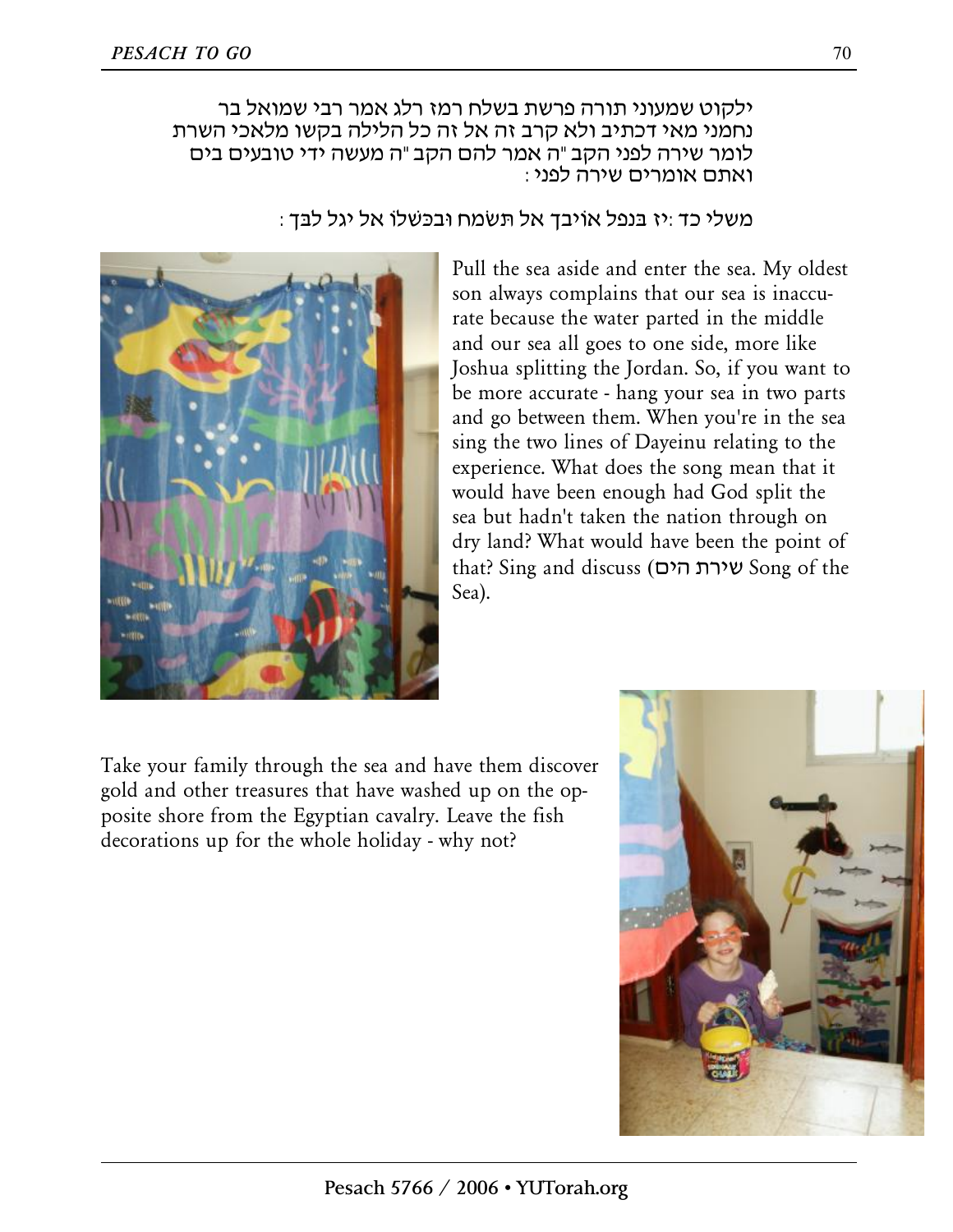ילקוט שמעוני תורה פרשת בשלח רמז רלג אמר רבי שמואל בר נחמני מאי דכתיב ולא קרב זה אל זה כל הלילה בקשו מלאכי השרת לומר שירה לפני הקב"ה אמר להם הקב"ה מעשה ידי טובעים בים ואתם אומרים שירה לפני:

משלי כד :יז בִּנְפֹל אוֹיִבְךָ אַל תִּשְׂמָח וּבִכָּשְׁלוֹ אַל יָגֵל לִבֶּךָ:

Pull the sea aside and enter the sea. My oldest son always complains that our sea is inaccurate because the water parted in the middle and our sea all goes to one side, more like Joshua splitting the Jordan. So, if you want to be more accurate - hang your sea in two parts and go between them. When you're in the sea sing the two lines of Dayeinu relating to the experience. What does the song mean that it would have been enough had God split the sea but hadn't taken the nation through on dry land? What would have been the point of that? Sing and discuss (שירת הים Song of the Sea).

Take your family through the sea and have them discover gold and other treasures that have washed up on the opposite shore from the Egyptian cavalry. Leave the fish decorations up for the whole holiday - why not?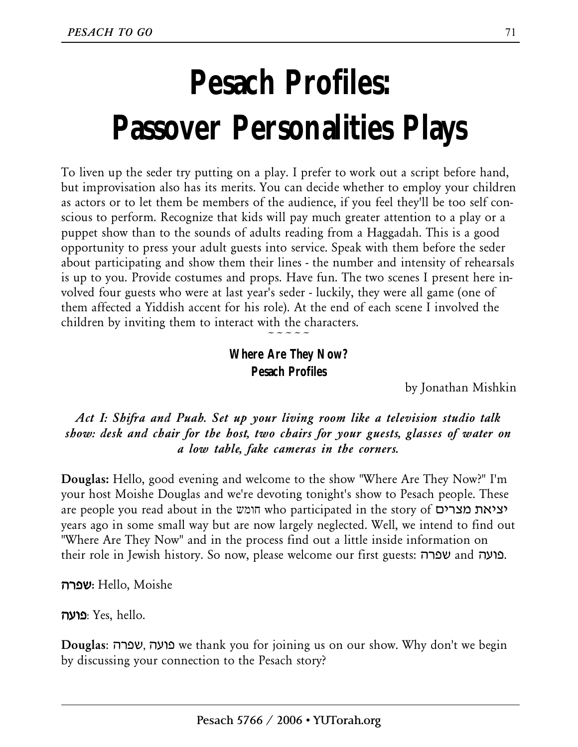# Pesach Profiles: Passover Personalities Plays

To liven up the seder try putting on a play. I prefer to work out a script before hand, but improvisation also has its merits. You can decide whether to employ your children as actors or to let them be members of the audience, if you feel they'll be too self conscious to perform. Recognize that kids will pay much greater attention to a play or a puppet show than to the sounds of adults reading from a Haggadah. This is a good opportunity to press your adult guests into service. Speak with them before the seder about participating and show them their lines - the number and intensity of rehearsals is up to you. Provide costumes and props. Have fun. The two scenes I present here involved four guests who were at last year's seder - luckily, they were all game (one of them affected a Yiddish accent for his role). At the end of each scene I involved the children by inviting them to interact with the characters.

~ ~ ~ ~ ~

### Where Are They Now?
### Pesach Profiles

by Jonathan Mishkin

*Act I: Shifra and Puah. Set up your living room like a television studio talk show: desk and chair for the host, two chairs for your guests, glasses of water on a low table, fake cameras in the corners.*

**Douglas:** Hello, good evening and welcome to the show "Where Are They Now?" I'm your host Moishe Douglas and we're devoting tonight's show to Pesach people. These are people you read about in the חומש who participated in the story of יציאת מצרים years ago in some small way but are now largely neglected. Well, we intend to find out "Where Are They Now" and in the process find out a little inside information on their role in Jewish history. So now, please welcome our first guests: שפרה and פועה.

**שפרה:** Hello, Moishe

**פועה:** Yes, hello.

**Douglas:** שפרה, פועה we thank you for joining us on our show. Why don't we begin by discussing your connection to the Pesach story?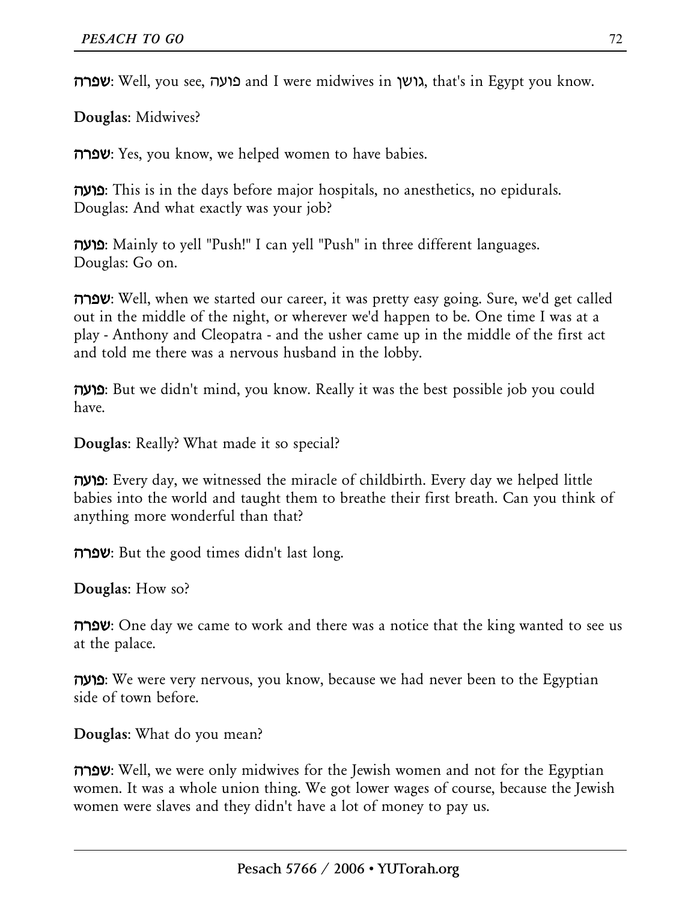**שפרה**: Well, you see, פועה and I were midwives in גושן, that's in Egypt you know.

**Douglas**: Midwives?

**שפרה**: Yes, you know, we helped women to have babies.

**פועה**: This is in the days before major hospitals, no anesthetics, no epidurals.
Douglas: And what exactly was your job?

**פועה**: Mainly to yell "Push!" I can yell "Push" in three different languages.
Douglas: Go on.

**שפרה**: Well, when we started our career, it was pretty easy going. Sure, we'd get called out in the middle of the night, or wherever we'd happen to be. One time I was at a play - Anthony and Cleopatra - and the usher came up in the middle of the first act and told me there was a nervous husband in the lobby.

**פועה**: But we didn't mind, you know. Really it was the best possible job you could have.

**Douglas**: Really? What made it so special?

**פועה**: Every day, we witnessed the miracle of childbirth. Every day we helped little babies into the world and taught them to breathe their first breath. Can you think of anything more wonderful than that?

**שפרה**: But the good times didn't last long.

**Douglas**: How so?

**שפרה**: One day we came to work and there was a notice that the king wanted to see us at the palace.

**פועה**: We were very nervous, you know, because we had never been to the Egyptian side of town before.

**Douglas**: What do you mean?

**שפרה**: Well, we were only midwives for the Jewish women and not for the Egyptian women. It was a whole union thing. We got lower wages of course, because the Jewish women were slaves and they didn't have a lot of money to pay us.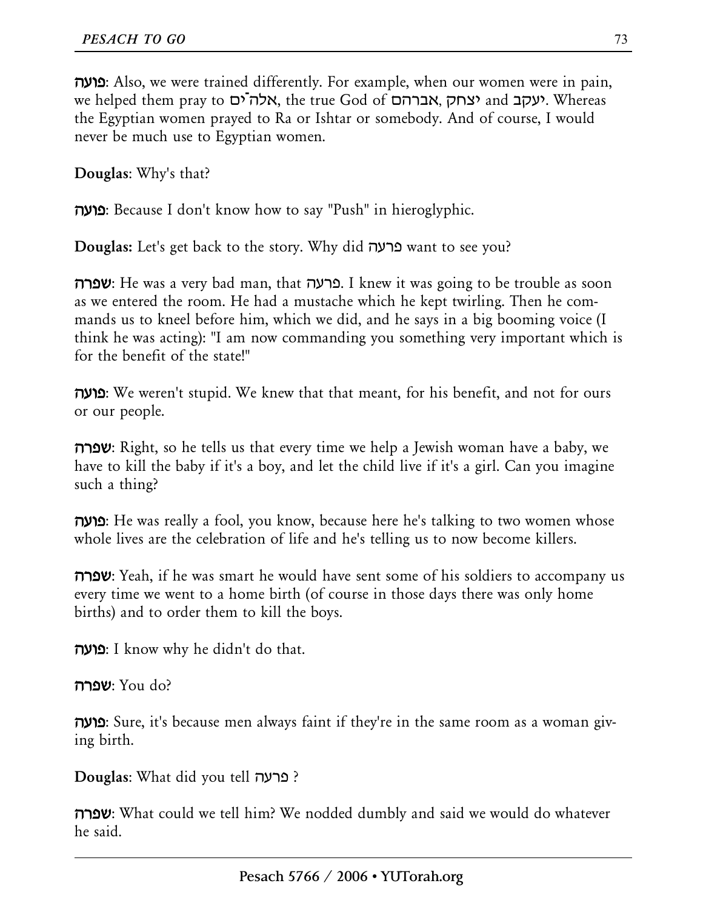**פועה**: Also, we were trained differently. For example, when our women were in pain, we helped them pray to אלה־ים, the true God of אברהם, יצחק and יעקב. Whereas the Egyptian women prayed to Ra or Ishtar or somebody. And of course, I would never be much use to Egyptian women.

**Douglas**: Why's that?

**פועה**: Because I don't know how to say "Push" in hieroglyphic.

**Douglas:** Let's get back to the story. Why did פרעה want to see you?

**שפרה**: He was a very bad man, that פרעה. I knew it was going to be trouble as soon as we entered the room. He had a mustache which he kept twirling. Then he commands us to kneel before him, which we did, and he says in a big booming voice (I think he was acting): "I am now commanding you something very important which is for the benefit of the state!"

**פועה**: We weren't stupid. We knew that that meant, for his benefit, and not for ours or our people.

**שפרה**: Right, so he tells us that every time we help a Jewish woman have a baby, we have to kill the baby if it's a boy, and let the child live if it's a girl. Can you imagine such a thing?

**פועה**: He was really a fool, you know, because here he's talking to two women whose whole lives are the celebration of life and he's telling us to now become killers.

**שפרה**: Yeah, if he was smart he would have sent some of his soldiers to accompany us every time we went to a home birth (of course in those days there was only home births) and to order them to kill the boys.

**פועה**: I know why he didn't do that.

**שפרה**: You do?

**פועה**: Sure, it's because men always faint if they're in the same room as a woman giving birth.

**Douglas**: What did you tell פרעה ?

**שפרה**: What could we tell him? We nodded dumbly and said we would do whatever he said.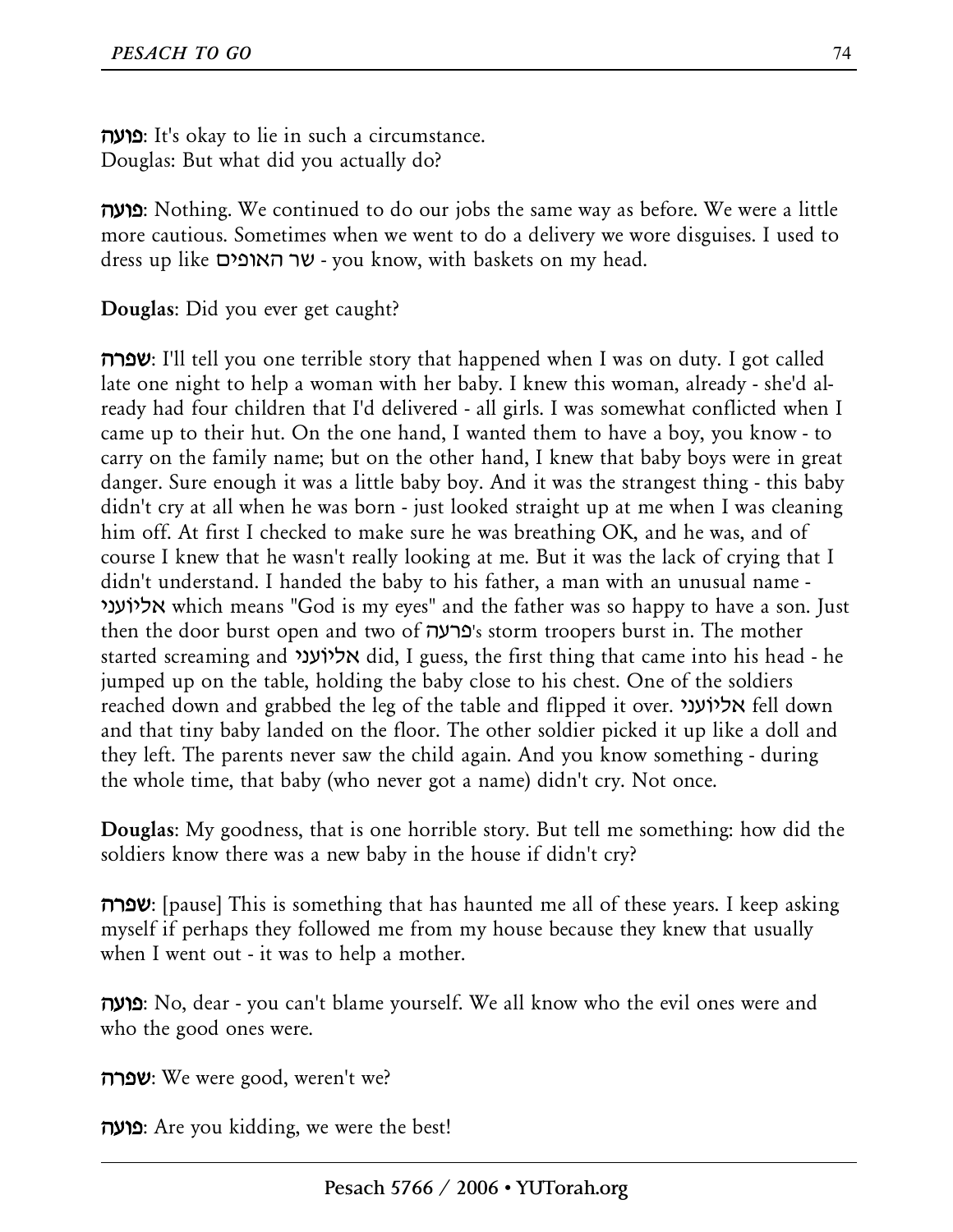**פועה**: It's okay to lie in such a circumstance.
Douglas: But what did you actually do?

**פועה**: Nothing. We continued to do our jobs the same way as before. We were a little more cautious. Sometimes when we went to do a delivery we wore disguises. I used to dress up like שר האופים - you know, with baskets on my head.

**Douglas**: Did you ever get caught?

**שפרה**: I'll tell you one terrible story that happened when I was on duty. I got called late one night to help a woman with her baby. I knew this woman, already - she'd already had four children that I'd delivered - all girls. I was somewhat conflicted when I came up to their hut. On the one hand, I wanted them to have a boy, you know - to carry on the family name; but on the other hand, I knew that baby boys were in great danger. Sure enough it was a little baby boy. And it was the strangest thing - this baby didn't cry at all when he was born - just looked straight up at me when I was cleaning him off. At first I checked to make sure he was breathing OK, and he was, and of course I knew that he wasn't really looking at me. But it was the lack of crying that I didn't understand. I handed the baby to his father, a man with an unusual name - אליוֹעני which means "God is my eyes" and the father was so happy to have a son. Just then the door burst open and two of פרעה's storm troopers burst in. The mother started screaming and אליוֹעני did, I guess, the first thing that came into his head - he jumped up on the table, holding the baby close to his chest. One of the soldiers reached down and grabbed the leg of the table and flipped it over. אליוֹעני fell down and that tiny baby landed on the floor. The other soldier picked it up like a doll and they left. The parents never saw the child again. And you know something - during the whole time, that baby (who never got a name) didn't cry. Not once.

**Douglas**: My goodness, that is one horrible story. But tell me something: how did the soldiers know there was a new baby in the house if didn't cry?

**שפרה**: [pause] This is something that has haunted me all of these years. I keep asking myself if perhaps they followed me from my house because they knew that usually when I went out - it was to help a mother.

**פועה**: No, dear - you can't blame yourself. We all know who the evil ones were and who the good ones were.

**שפרה**: We were good, weren't we?

**פועה**: Are you kidding, we were the best!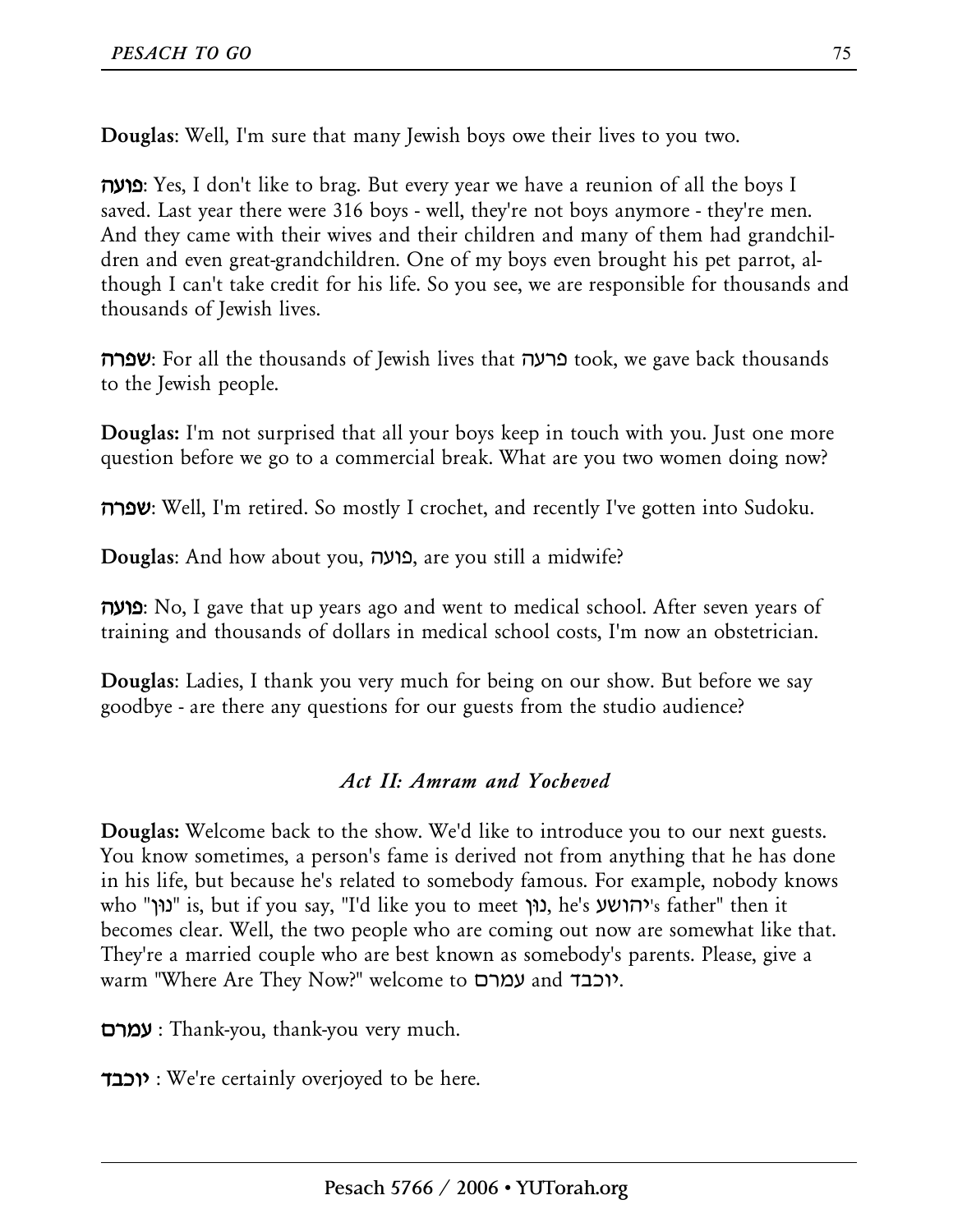**Douglas**: Well, I'm sure that many Jewish boys owe their lives to you two.

**פועה**: Yes, I don't like to brag. But every year we have a reunion of all the boys I saved. Last year there were 316 boys - well, they're not boys anymore - they're men. And they came with their wives and their children and many of them had grandchildren and even great-grandchildren. One of my boys even brought his pet parrot, although I can't take credit for his life. So you see, we are responsible for thousands and thousands of Jewish lives.

**שפרה**: For all the thousands of Jewish lives that פרעה took, we gave back thousands to the Jewish people.

**Douglas:** I'm not surprised that all your boys keep in touch with you. Just one more question before we go to a commercial break. What are you two women doing now?

**שפרה**: Well, I'm retired. So mostly I crochet, and recently I've gotten into Sudoku.

**Douglas**: And how about you, פועה, are you still a midwife?

**פועה**: No, I gave that up years ago and went to medical school. After seven years of training and thousands of dollars in medical school costs, I'm now an obstetrician.

**Douglas**: Ladies, I thank you very much for being on our show. But before we say goodbye - are there any questions for our guests from the studio audience?

### *Act II: Amram and Yocheved*

**Douglas:** Welcome back to the show. We'd like to introduce you to our next guests. You know sometimes, a person's fame is derived not from anything that he has done in his life, but because he's related to somebody famous. For example, nobody knows who "נון" is, but if you say, "I'd like you to meet נון, he's יהושע's father" then it becomes clear. Well, the two people who are coming out now are somewhat like that. They're a married couple who are best known as somebody's parents. Please, give a warm "Where Are They Now?" welcome to עמרם and יוכבד.

**עמרם** : Thank-you, thank-you very much.

**יוכבד** : We're certainly overjoyed to be here.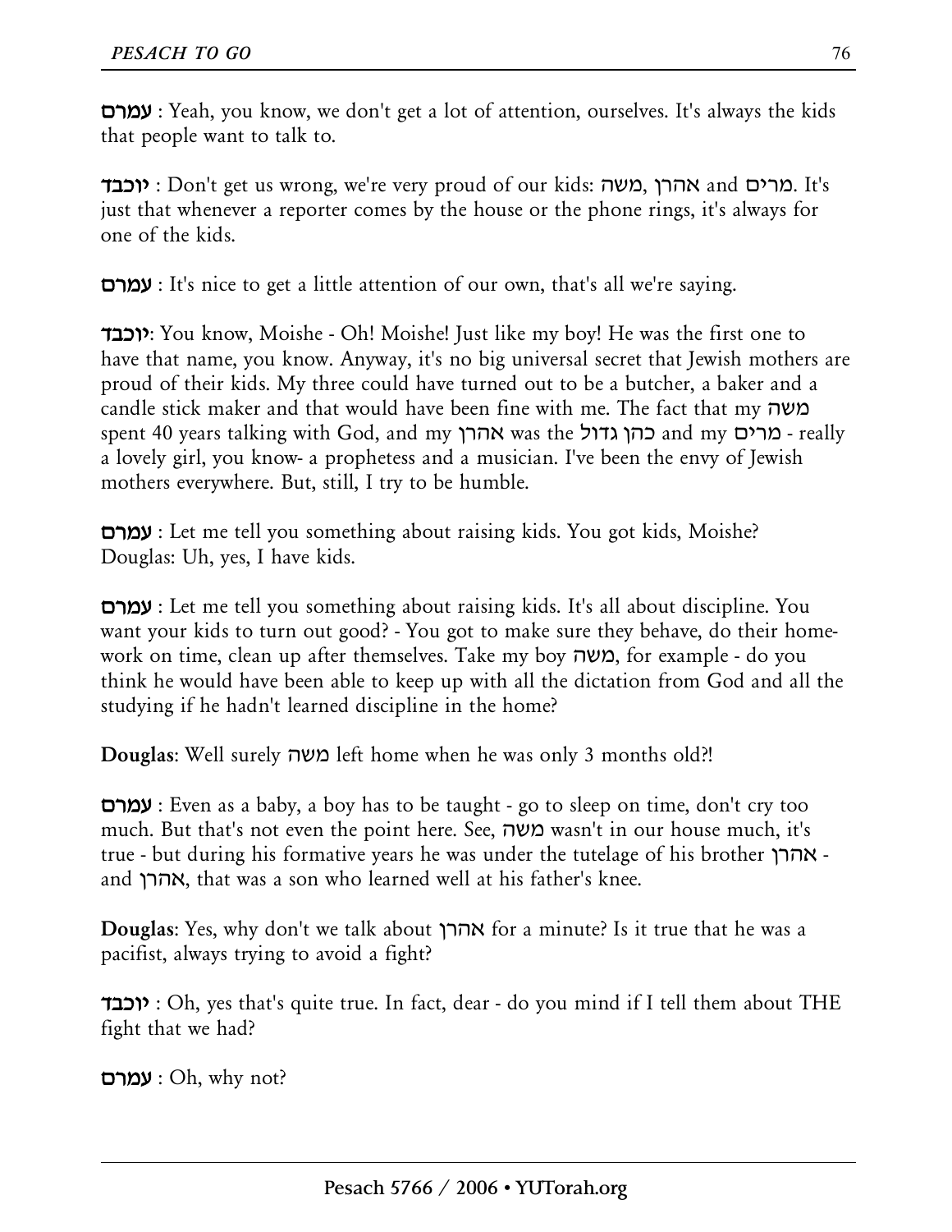**עמרם** : Yeah, you know, we don't get a lot of attention, ourselves. It's always the kids that people want to talk to.

**יוכבד** : Don't get us wrong, we're very proud of our kids: משה, אהרן and מרים. It's just that whenever a reporter comes by the house or the phone rings, it's always for one of the kids.

**עמרם** : It's nice to get a little attention of our own, that's all we're saying.

**יוכבד**: You know, Moishe - Oh! Moishe! Just like my boy! He was the first one to have that name, you know. Anyway, it's no big universal secret that Jewish mothers are proud of their kids. My three could have turned out to be a butcher, a baker and a candle stick maker and that would have been fine with me. The fact that my משה spent 40 years talking with God, and my אהרן was the כהן גדול and my מרים - really a lovely girl, you know- a prophetess and a musician. I've been the envy of Jewish mothers everywhere. But, still, I try to be humble.

**עמרם** : Let me tell you something about raising kids. You got kids, Moishe?
Douglas: Uh, yes, I have kids.

**עמרם** : Let me tell you something about raising kids. It's all about discipline. You want your kids to turn out good? - You got to make sure they behave, do their homework on time, clean up after themselves. Take my boy משה, for example - do you think he would have been able to keep up with all the dictation from God and all the studying if he hadn't learned discipline in the home?

**Douglas**: Well surely משה left home when he was only 3 months old?!

**עמרם** : Even as a baby, a boy has to be taught - go to sleep on time, don't cry too much. But that's not even the point here. See, משה wasn't in our house much, it's true - but during his formative years he was under the tutelage of his brother אהרן - and אהרן, that was a son who learned well at his father's knee.

**Douglas**: Yes, why don't we talk about אהרן for a minute? Is it true that he was a pacifist, always trying to avoid a fight?

**יוכבד** : Oh, yes that's quite true. In fact, dear - do you mind if I tell them about THE fight that we had?

**עמרם** : Oh, why not?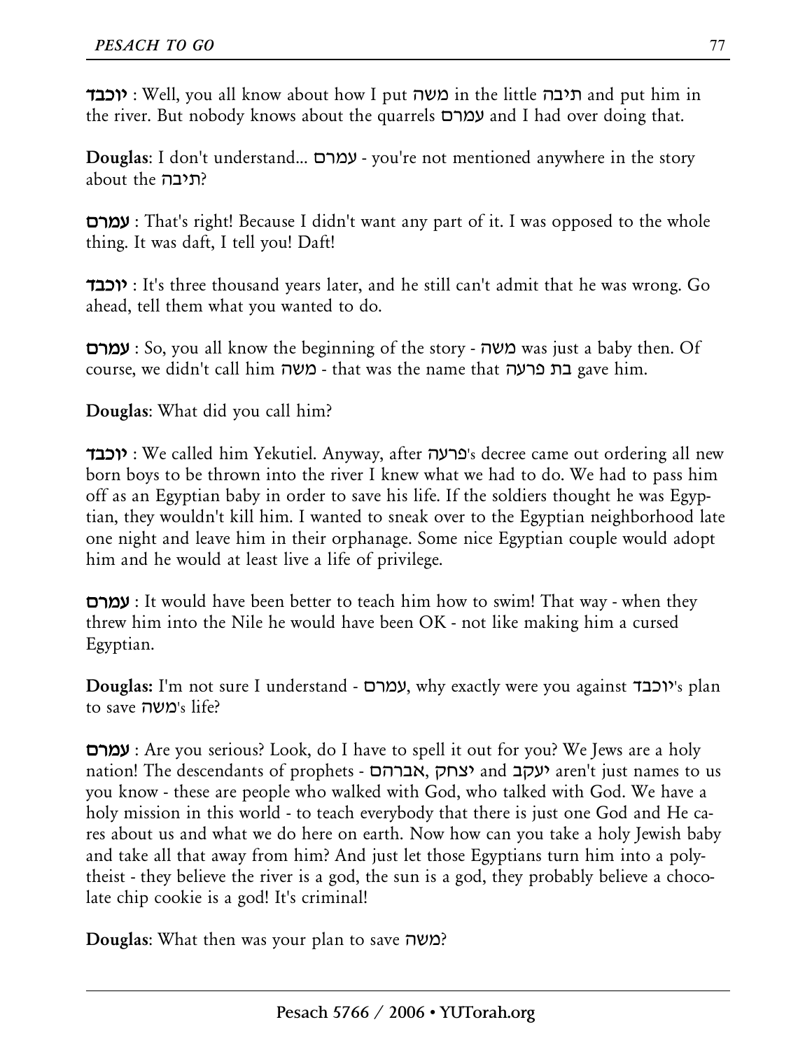**יוכבד** : Well, you all know about how I put משה in the little תיבה and put him in the river. But nobody knows about the quarrels עמרם and I had over doing that.

**Douglas**: I don't understand... עמרם - you're not mentioned anywhere in the story about the תיבה?

**עמרם** : That's right! Because I didn't want any part of it. I was opposed to the whole thing. It was daft, I tell you! Daft!

**יוכבד** : It's three thousand years later, and he still can't admit that he was wrong. Go ahead, tell them what you wanted to do.

**עמרם** : So, you all know the beginning of the story - משה was just a baby then. Of course, we didn't call him משה - that was the name that בת פרעה gave him.

**Douglas**: What did you call him?

**יוכבד** : We called him Yekutiel. Anyway, after פרעה's decree came out ordering all new born boys to be thrown into the river I knew what we had to do. We had to pass him off as an Egyptian baby in order to save his life. If the soldiers thought he was Egyptian, they wouldn't kill him. I wanted to sneak over to the Egyptian neighborhood late one night and leave him in their orphanage. Some nice Egyptian couple would adopt him and he would at least live a life of privilege.

**עמרם** : It would have been better to teach him how to swim! That way - when they threw him into the Nile he would have been OK - not like making him a cursed Egyptian.

**Douglas:** I'm not sure I understand - עמרם, why exactly were you against יוכבד's plan to save משה's life?

**עמרם** : Are you serious? Look, do I have to spell it out for you? We Jews are a holy nation! The descendants of prophets - אברהם, יצחק and יעקב aren't just names to us you know - these are people who walked with God, who talked with God. We have a holy mission in this world - to teach everybody that there is just one God and He cares about us and what we do here on earth. Now how can you take a holy Jewish baby and take all that away from him? And just let those Egyptians turn him into a polytheist - they believe the river is a god, the sun is a god, they probably believe a chocolate chip cookie is a god! It's criminal!

**Douglas**: What then was your plan to save משה?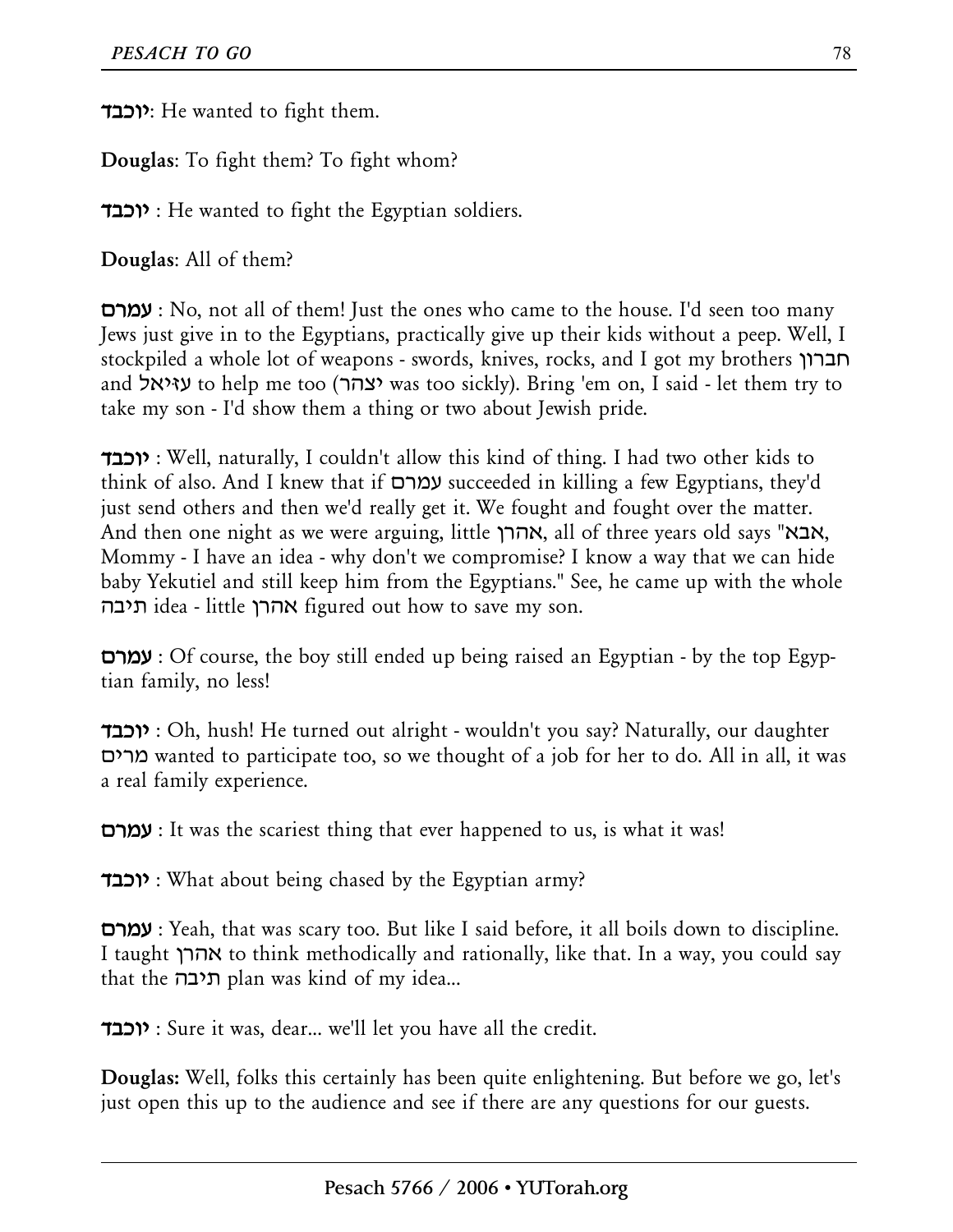**יוכבד**: He wanted to fight them.

**Douglas**: To fight them? To fight whom?

**יוכבד** : He wanted to fight the Egyptian soldiers.

**Douglas**: All of them?

**עמרם** : No, not all of them! Just the ones who came to the house. I'd seen too many Jews just give in to the Egyptians, practically give up their kids without a peep. Well, I stockpiled a whole lot of weapons - swords, knives, rocks, and I got my brothers חברון and עזיאל to help me too (יצהר was too sickly). Bring 'em on, I said - let them try to take my son - I'd show them a thing or two about Jewish pride.

**יוכבד** : Well, naturally, I couldn't allow this kind of thing. I had two other kids to think of also. And I knew that if עמרם succeeded in killing a few Egyptians, they'd just send others and then we'd really get it. We fought and fought over the matter. And then one night as we were arguing, little אהרן, all of three years old says "אבא, Mommy - I have an idea - why don't we compromise? I know a way that we can hide baby Yekutiel and still keep him from the Egyptians." See, he came up with the whole תיבה idea - little אהרן figured out how to save my son.

**עמרם** : Of course, the boy still ended up being raised an Egyptian - by the top Egyptian family, no less!

**יוכבד** : Oh, hush! He turned out alright - wouldn't you say? Naturally, our daughter מרים wanted to participate too, so we thought of a job for her to do. All in all, it was a real family experience.

**עמרם** : It was the scariest thing that ever happened to us, is what it was!

**יוכבד** : What about being chased by the Egyptian army?

**עמרם** : Yeah, that was scary too. But like I said before, it all boils down to discipline. I taught אהרן to think methodically and rationally, like that. In a way, you could say that the תיבה plan was kind of my idea...

**יוכבד** : Sure it was, dear... we'll let you have all the credit.

**Douglas:** Well, folks this certainly has been quite enlightening. But before we go, let's just open this up to the audience and see if there are any questions for our guests.